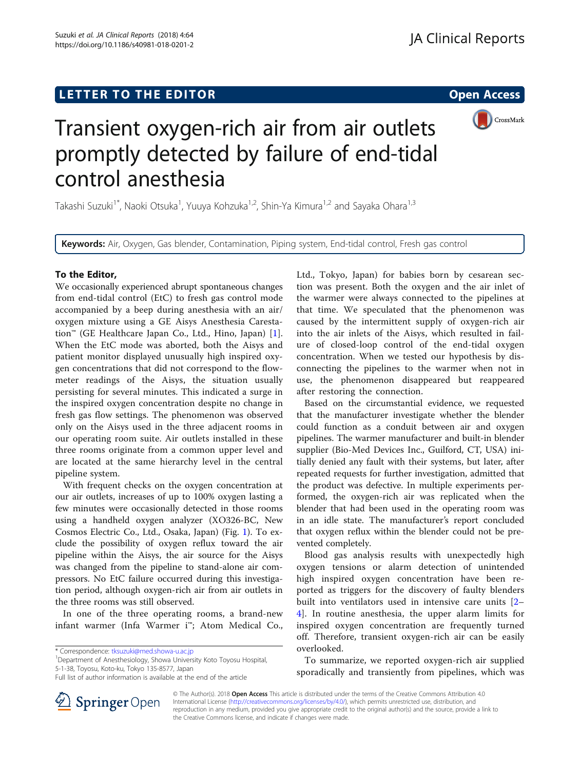LETTER TO THE EDITOR

Open Access

# Transient oxygen-rich air from air outlets promptly detected by failure of end-tidal control anesthesia

Takashi Suzuki[1*], Naoki Otsuka[1], Yuuya Kohzuka[1,2], Shin-Ya Kimura[1,2] and Sayaka Ohara[1,3]

**Keywords:** Air, Oxygen, Gas blender, Contamination, Piping system, End-tidal control, Fresh gas control

## To the Editor,

We occasionally experienced abrupt spontaneous changes from end-tidal control (EtC) to fresh gas control mode accompanied by a beep during anesthesia with an air/oxygen mixture using a GE Aisys Anesthesia Carestation™ (GE Healthcare Japan Co., Ltd., Hino, Japan) [1]. When the EtC mode was aborted, both the Aisys and patient monitor displayed unusually high inspired oxygen concentrations that did not correspond to the flowmeter readings of the Aisys, the situation usually persisting for several minutes. This indicated a surge in the inspired oxygen concentration despite no change in fresh gas flow settings. The phenomenon was observed only on the Aisys used in the three adjacent rooms in our operating room suite. Air outlets installed in these three rooms originate from a common upper level and are located at the same hierarchy level in the central pipeline system.

With frequent checks on the oxygen concentration at our air outlets, increases of up to 100% oxygen lasting a few minutes were occasionally detected in those rooms using a handheld oxygen analyzer (XO326-BC, New Cosmos Electric Co., Ltd., Osaka, Japan) (Fig. 1). To exclude the possibility of oxygen reflux toward the air pipeline within the Aisys, the air source for the Aisys was changed from the pipeline to stand-alone air compressors. No EtC failure occurred during this investigation period, although oxygen-rich air from air outlets in the three rooms was still observed.

In one of the three operating rooms, a brand-new infant warmer (Infa Warmer i™; Atom Medical Co., Ltd., Tokyo, Japan) for babies born by cesarean section was present. Both the oxygen and the air inlet of the warmer were always connected to the pipelines at that time. We speculated that the phenomenon was caused by the intermittent supply of oxygen-rich air into the air inlets of the Aisys, which resulted in failure of closed-loop control of the end-tidal oxygen concentration. When we tested our hypothesis by disconnecting the pipelines to the warmer when not in use, the phenomenon disappeared but reappeared after restoring the connection.

Based on the circumstantial evidence, we requested that the manufacturer investigate whether the blender could function as a conduit between air and oxygen pipelines. The warmer manufacturer and built-in blender supplier (Bio-Med Devices Inc., Guilford, CT, USA) initially denied any fault with their systems, but later, after repeated requests for further investigation, admitted that the product was defective. In multiple experiments performed, the oxygen-rich air was replicated when the blender that had been used in the operating room was in an idle state. The manufacturer's report concluded that oxygen reflux within the blender could not be prevented completely.

Blood gas analysis results with unexpectedly high oxygen tensions or alarm detection of unintended high inspired oxygen concentration have been reported as triggers for the discovery of faulty blenders built into ventilators used in intensive care units [2–4]. In routine anesthesia, the upper alarm limits for inspired oxygen concentration are frequently turned off. Therefore, transient oxygen-rich air can be easily overlooked.

To summarize, we reported oxygen-rich air supplied sporadically and transiently from pipelines, which was

\* Correspondence: tksuzuki@med.showa-u.ac.jp
[1]Department of Anesthesiology, Showa University Koto Toyosu Hospital, 5-1-38, Toyosu, Koto-ku, Tokyo 135-8577, Japan
Full list of author information is available at the end of the article

© The Author(s). 2018 **Open Access** This article is distributed under the terms of the Creative Commons Attribution 4.0 International License (http://creativecommons.org/licenses/by/4.0/), which permits unrestricted use, distribution, and reproduction in any medium, provided you give appropriate credit to the original author(s) and the source, provide a link to the Creative Commons license, and indicate if changes were made.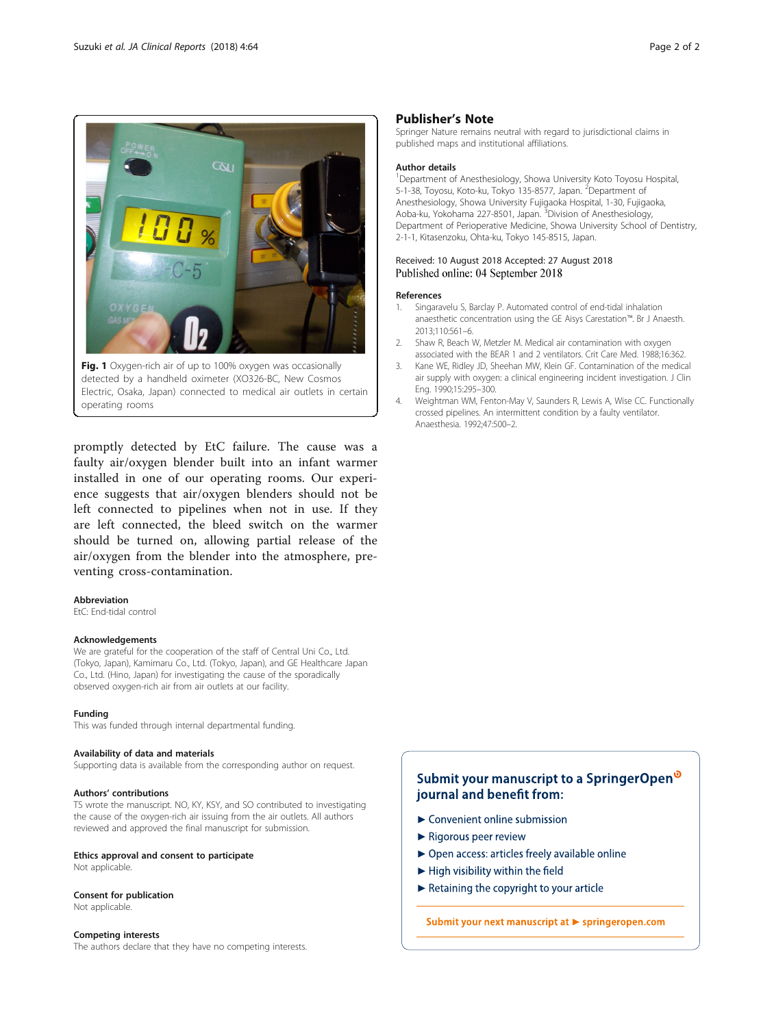Fig. 1 Oxygen-rich air of up to 100% oxygen was occasionally detected by a handheld oximeter (XO326-BC, New Cosmos Electric, Osaka, Japan) connected to medical air outlets in certain operating rooms

promptly detected by EtC failure. The cause was a faulty air/oxygen blender built into an infant warmer installed in one of our operating rooms. Our experience suggests that air/oxygen blenders should not be left connected to pipelines when not in use. If they are left connected, the bleed switch on the warmer should be turned on, allowing partial release of the air/oxygen from the blender into the atmosphere, preventing cross-contamination.

### Abbreviation

EtC: End-tidal control

### Acknowledgements

We are grateful for the cooperation of the staff of Central Uni Co., Ltd. (Tokyo, Japan), Kamimaru Co., Ltd. (Tokyo, Japan), and GE Healthcare Japan Co., Ltd. (Hino, Japan) for investigating the cause of the sporadically observed oxygen-rich air from air outlets at our facility.

### Funding

This was funded through internal departmental funding.

### Availability of data and materials

Supporting data is available from the corresponding author on request.

### Authors' contributions

TS wrote the manuscript. NO, KY, KSY, and SO contributed to investigating the cause of the oxygen-rich air issuing from the air outlets. All authors reviewed and approved the final manuscript for submission.

### Ethics approval and consent to participate

Not applicable.

### Consent for publication

Not applicable.

### Competing interests

The authors declare that they have no competing interests.

## Publisher's Note

Springer Nature remains neutral with regard to jurisdictional claims in published maps and institutional affiliations.

### Author details

[1]Department of Anesthesiology, Showa University Koto Toyosu Hospital, 5-1-38, Toyosu, Koto-ku, Tokyo 135-8577, Japan. [2]Department of Anesthesiology, Showa University Fujigaoka Hospital, 1-30, Fujigaoka, Aoba-ku, Yokohama 227-8501, Japan. [3]Division of Anesthesiology, Department of Perioperative Medicine, Showa University School of Dentistry, 2-1-1, Kitasenzoku, Ohta-ku, Tokyo 145-8515, Japan.

Received: 10 August 2018 Accepted: 27 August 2018
Published online: 04 September 2018

### References

1. Singaravelu S, Barclay P. Automated control of end-tidal inhalation anaesthetic concentration using the GE Aisys Carestation™. Br J Anaesth. 2013;110:561–6.
2. Shaw R, Beach W, Metzler M. Medical air contamination with oxygen associated with the BEAR 1 and 2 ventilators. Crit Care Med. 1988;16:362.
3. Kane WE, Ridley JD, Sheehan MW, Klein GF. Contamination of the medical air supply with oxygen: a clinical engineering incident investigation. J Clin Eng. 1990;15:295–300.
4. Weightman WM, Fenton-May V, Saunders R, Lewis A, Wise CC. Functionally crossed pipelines. An intermittent condition by a faulty ventilator. Anaesthesia. 1992;47:500–2.